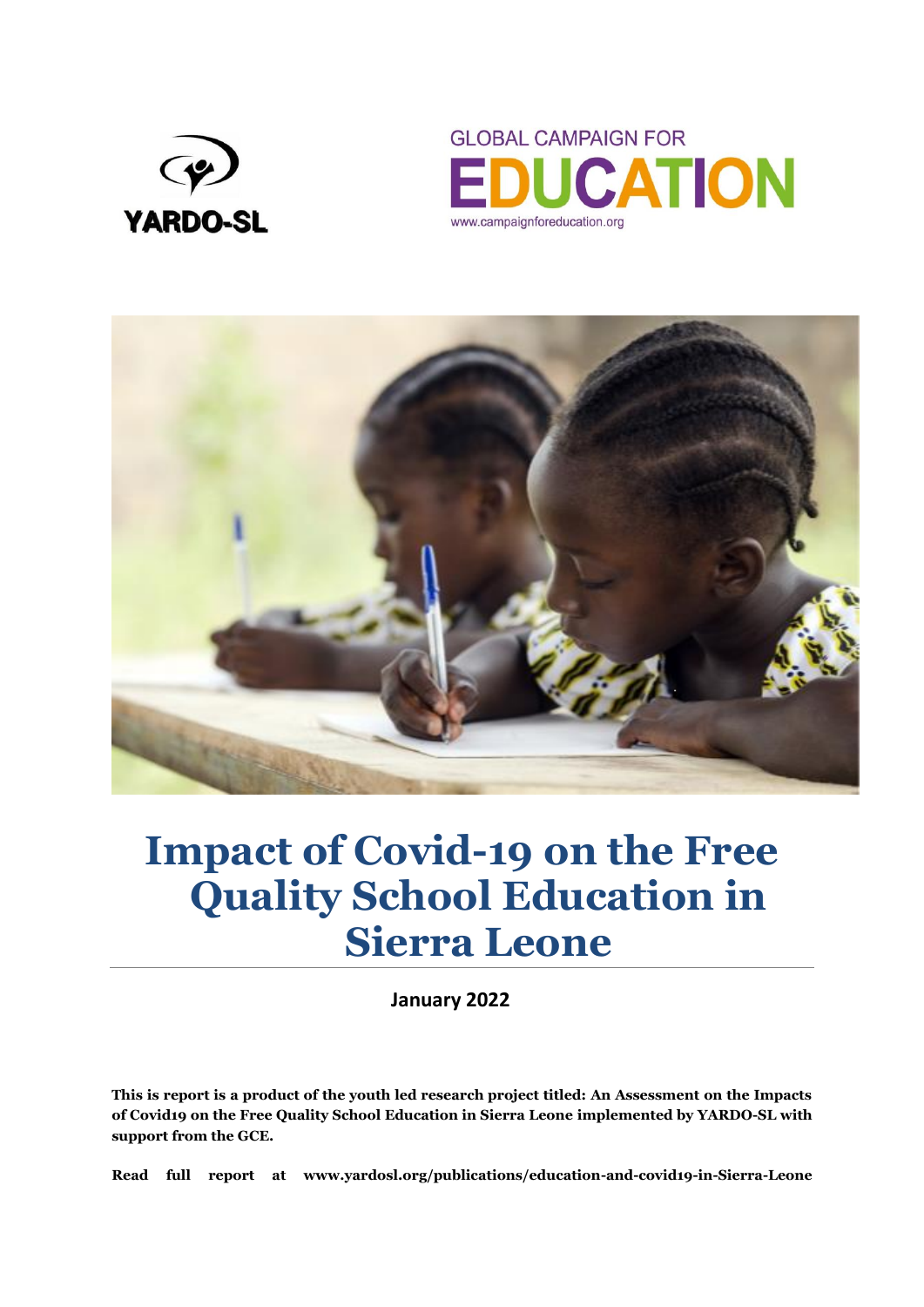YARDO-SL

GLOBAL CAMPAIGN FOR EDUCATION
www.campaignforeducation.org

# Impact of Covid-19 on the Free Quality School Education in Sierra Leone

**January 2022**

**This is report is a product of the youth led research project titled: An Assessment on the Impacts of Covid19 on the Free Quality School Education in Sierra Leone implemented by YARDO-SL with support from the GCE.**

**Read full report at www.yardosl.org/publications/education-and-covid19-in-Sierra-Leone**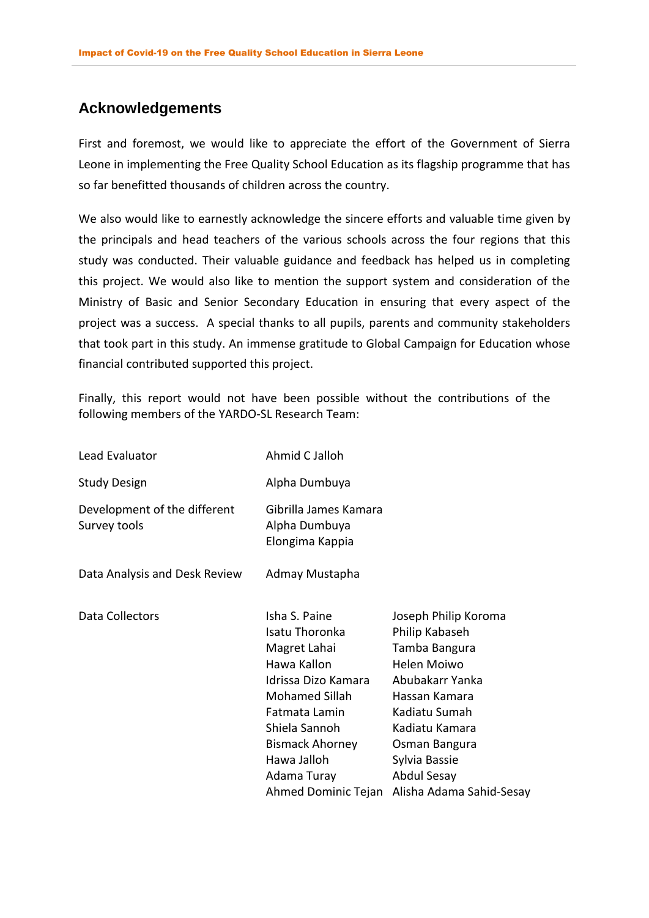## Acknowledgements

First and foremost, we would like to appreciate the effort of the Government of Sierra Leone in implementing the Free Quality School Education as its flagship programme that has so far benefitted thousands of children across the country.

We also would like to earnestly acknowledge the sincere efforts and valuable time given by the principals and head teachers of the various schools across the four regions that this study was conducted. Their valuable guidance and feedback has helped us in completing this project. We would also like to mention the support system and consideration of the Ministry of Basic and Senior Secondary Education in ensuring that every aspect of the project was a success. A special thanks to all pupils, parents and community stakeholders that took part in this study. An immense gratitude to Global Campaign for Education whose financial contributed supported this project.

Finally, this report would not have been possible without the contributions of the following members of the YARDO-SL Research Team:

| | | |
|---|---|---|
| Lead Evaluator | Ahmid C Jalloh | |
| Study Design | Alpha Dumbuya | |
| Development of the different Survey tools | Gibrilla James Kamara<br>Alpha Dumbuya<br>Elongima Kappia | |
| Data Analysis and Desk Review | Admay Mustapha | |
| Data Collectors | Isha S. Paine | Joseph Philip Koroma |
| | Isatu Thoronka | Philip Kabaseh |
| | Magret Lahai | Tamba Bangura |
| | Hawa Kallon | Helen Moiwo |
| | Idrissa Dizo Kamara | Abubakarr Yanka |
| | Mohamed Sillah | Hassan Kamara |
| | Fatmata Lamin | Kadiatu Sumah |
| | Shiela Sannoh | Kadiatu Kamara |
| | Bismack Ahorney | Osman Bangura |
| | Hawa Jalloh | Sylvia Bassie |
| | Adama Turay | Abdul Sesay |
| | Ahmed Dominic Tejan | Alisha Adama Sahid-Sesay |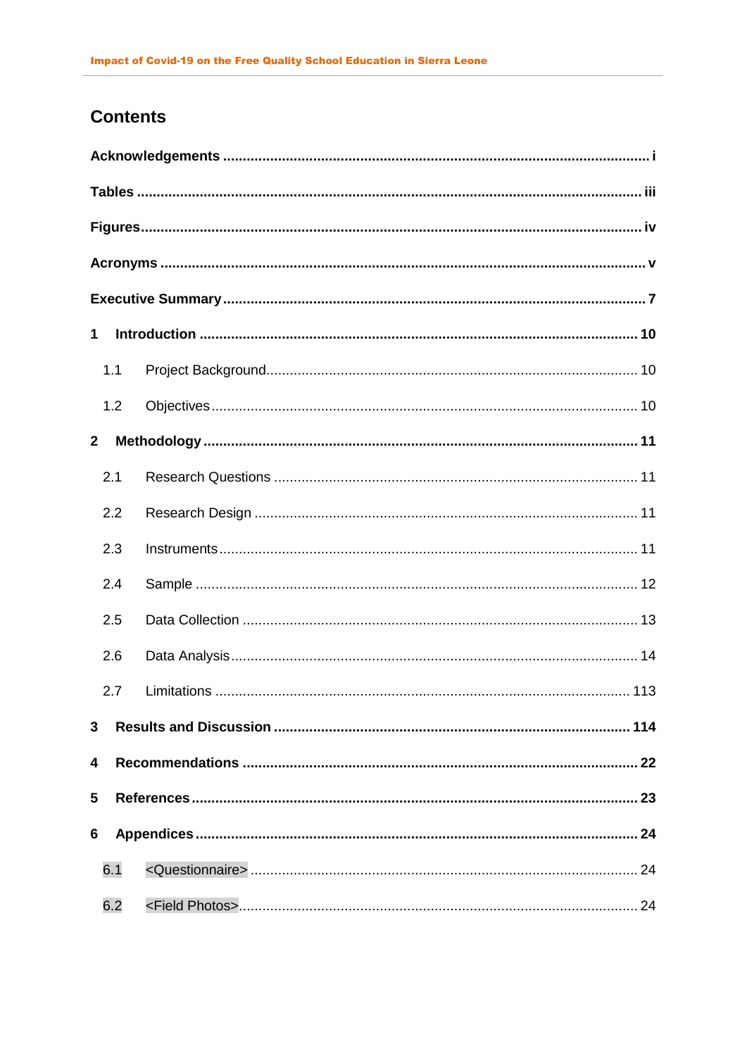# Contents

**Acknowledgements ..... i**

**Tables ..... iii**

**Figures ..... iv**

**Acronyms ..... v**

**Executive Summary ..... 7**

**1 Introduction ..... 10**

1.1 Project Background ..... 10

1.2 Objectives ..... 10

**2 Methodology ..... 11**

2.1 Research Questions ..... 11

2.2 Research Design ..... 11

2.3 Instruments ..... 11

2.4 Sample ..... 12

2.5 Data Collection ..... 13

2.6 Data Analysis ..... 14

2.7 Limitations ..... 113

**3 Results and Discussion ..... 114**

**4 Recommendations ..... 22**

**5 References ..... 23**

**6 Appendices ..... 24**

6.1 <Questionnaire> ..... 24

6.2 <Field Photos> ..... 24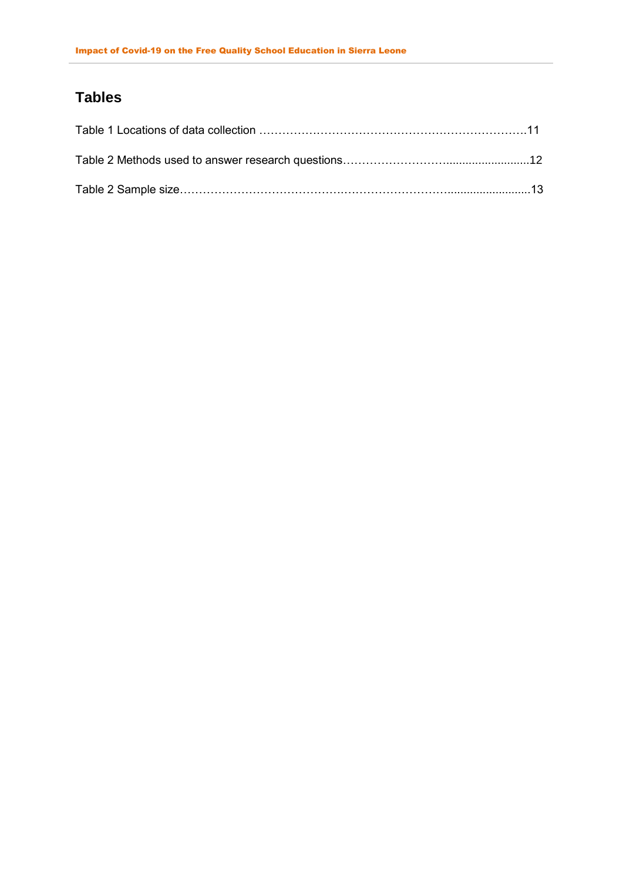## Tables

Table 1 Locations of data collection ……………………………………………………………….11

Table 2 Methods used to answer research questions……………………….........................12

Table 2 Sample size……………………………………….……………………..........................13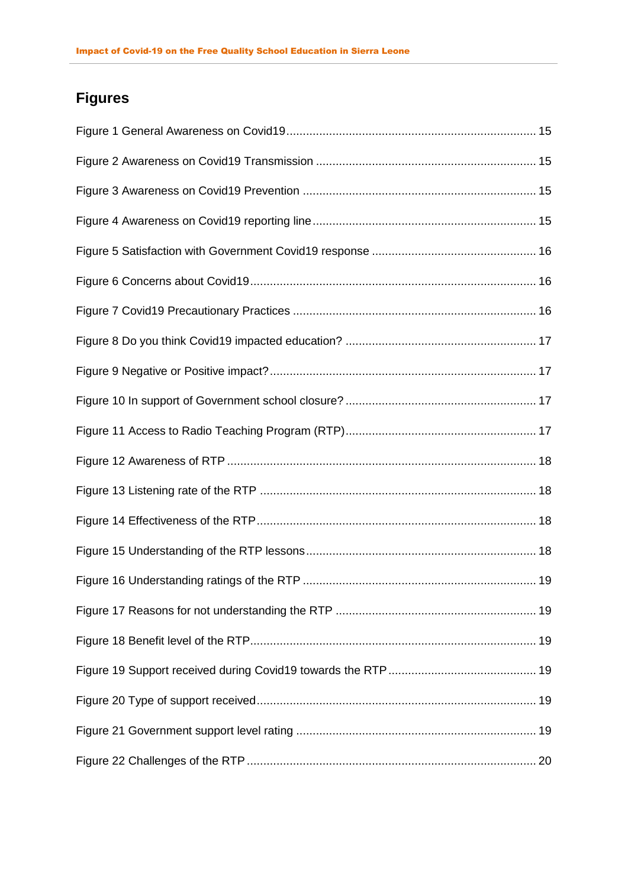## Figures

Figure 1 General Awareness on Covid19 .......... 15

Figure 2 Awareness on Covid19 Transmission .......... 15

Figure 3 Awareness on Covid19 Prevention .......... 15

Figure 4 Awareness on Covid19 reporting line .......... 15

Figure 5 Satisfaction with Government Covid19 response .......... 16

Figure 6 Concerns about Covid19 .......... 16

Figure 7 Covid19 Precautionary Practices .......... 16

Figure 8 Do you think Covid19 impacted education? .......... 17

Figure 9 Negative or Positive impact? .......... 17

Figure 10 In support of Government school closure? .......... 17

Figure 11 Access to Radio Teaching Program (RTP) .......... 17

Figure 12 Awareness of RTP .......... 18

Figure 13 Listening rate of the RTP .......... 18

Figure 14 Effectiveness of the RTP .......... 18

Figure 15 Understanding of the RTP lessons .......... 18

Figure 16 Understanding ratings of the RTP .......... 19

Figure 17 Reasons for not understanding the RTP .......... 19

Figure 18 Benefit level of the RTP .......... 19

Figure 19 Support received during Covid19 towards the RTP .......... 19

Figure 20 Type of support received .......... 19

Figure 21 Government support level rating .......... 19

Figure 22 Challenges of the RTP .......... 20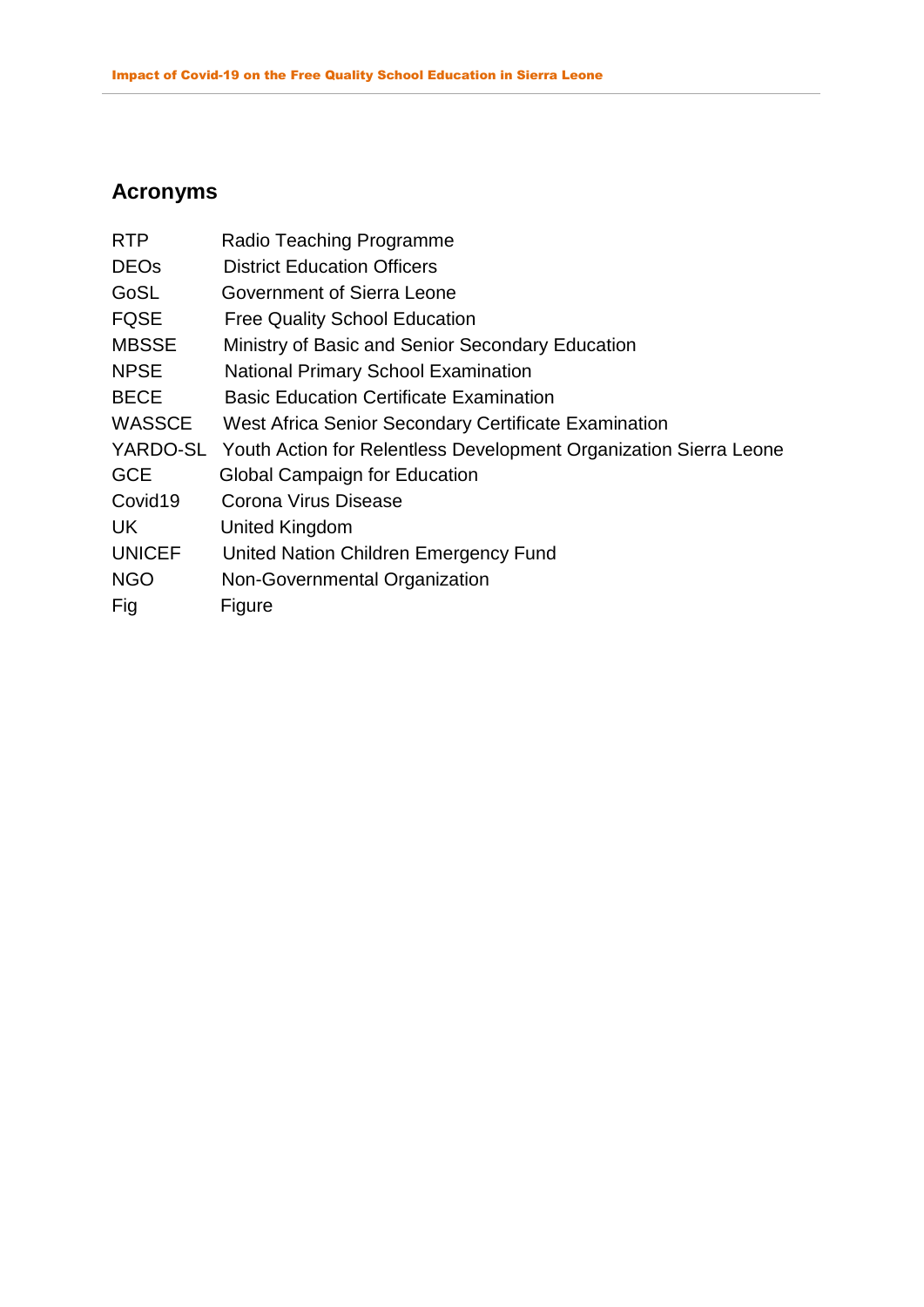## Acronyms

| | |
|---|---|
| RTP | Radio Teaching Programme |
| DEOs | District Education Officers |
| GoSL | Government of Sierra Leone |
| FQSE | Free Quality School Education |
| MBSSE | Ministry of Basic and Senior Secondary Education |
| NPSE | National Primary School Examination |
| BECE | Basic Education Certificate Examination |
| WASSCE | West Africa Senior Secondary Certificate Examination |
| YARDO-SL | Youth Action for Relentless Development Organization Sierra Leone |
| GCE | Global Campaign for Education |
| Covid19 | Corona Virus Disease |
| UK | United Kingdom |
| UNICEF | United Nation Children Emergency Fund |
| NGO | Non-Governmental Organization |
| Fig | Figure |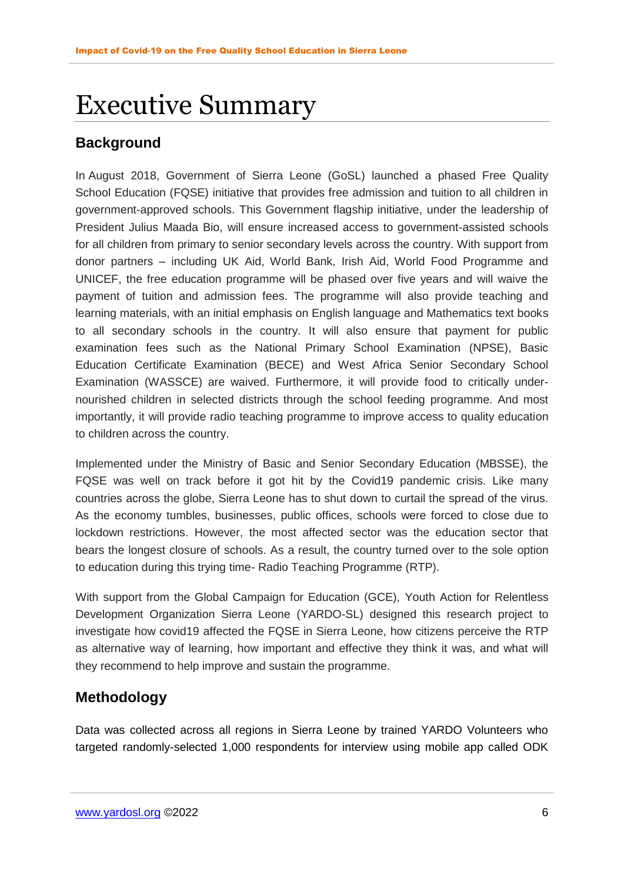# Executive Summary

## Background

In August 2018, Government of Sierra Leone (GoSL) launched a phased Free Quality School Education (FQSE) initiative that provides free admission and tuition to all children in government-approved schools. This Government flagship initiative, under the leadership of President Julius Maada Bio, will ensure increased access to government-assisted schools for all children from primary to senior secondary levels across the country. With support from donor partners – including UK Aid, World Bank, Irish Aid, World Food Programme and UNICEF, the free education programme will be phased over five years and will waive the payment of tuition and admission fees. The programme will also provide teaching and learning materials, with an initial emphasis on English language and Mathematics text books to all secondary schools in the country. It will also ensure that payment for public examination fees such as the National Primary School Examination (NPSE), Basic Education Certificate Examination (BECE) and West Africa Senior Secondary School Examination (WASSCE) are waived. Furthermore, it will provide food to critically under-nourished children in selected districts through the school feeding programme. And most importantly, it will provide radio teaching programme to improve access to quality education to children across the country.

Implemented under the Ministry of Basic and Senior Secondary Education (MBSSE), the FQSE was well on track before it got hit by the Covid19 pandemic crisis. Like many countries across the globe, Sierra Leone has to shut down to curtail the spread of the virus. As the economy tumbles, businesses, public offices, schools were forced to close due to lockdown restrictions. However, the most affected sector was the education sector that bears the longest closure of schools. As a result, the country turned over to the sole option to education during this trying time- Radio Teaching Programme (RTP).

With support from the Global Campaign for Education (GCE), Youth Action for Relentless Development Organization Sierra Leone (YARDO-SL) designed this research project to investigate how covid19 affected the FQSE in Sierra Leone, how citizens perceive the RTP as alternative way of learning, how important and effective they think it was, and what will they recommend to help improve and sustain the programme.

## Methodology

Data was collected across all regions in Sierra Leone by trained YARDO Volunteers who targeted randomly-selected 1,000 respondents for interview using mobile app called ODK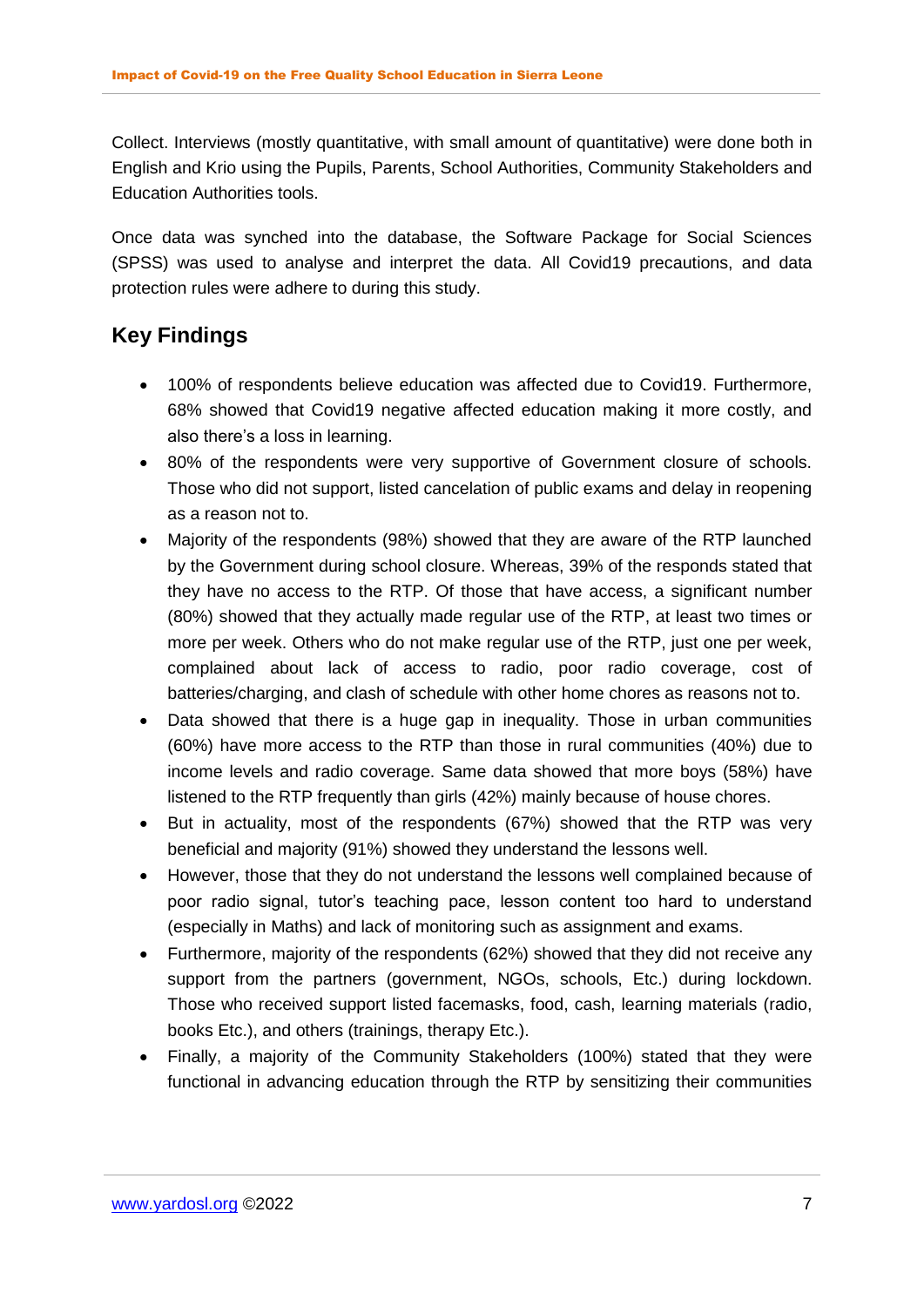Collect. Interviews (mostly quantitative, with small amount of quantitative) were done both in English and Krio using the Pupils, Parents, School Authorities, Community Stakeholders and Education Authorities tools.

Once data was synched into the database, the Software Package for Social Sciences (SPSS) was used to analyse and interpret the data. All Covid19 precautions, and data protection rules were adhere to during this study.

## Key Findings

- 100% of respondents believe education was affected due to Covid19. Furthermore, 68% showed that Covid19 negative affected education making it more costly, and also there's a loss in learning.
- 80% of the respondents were very supportive of Government closure of schools. Those who did not support, listed cancelation of public exams and delay in reopening as a reason not to.
- Majority of the respondents (98%) showed that they are aware of the RTP launched by the Government during school closure. Whereas, 39% of the responds stated that they have no access to the RTP. Of those that have access, a significant number (80%) showed that they actually made regular use of the RTP, at least two times or more per week. Others who do not make regular use of the RTP, just one per week, complained about lack of access to radio, poor radio coverage, cost of batteries/charging, and clash of schedule with other home chores as reasons not to.
- Data showed that there is a huge gap in inequality. Those in urban communities (60%) have more access to the RTP than those in rural communities (40%) due to income levels and radio coverage. Same data showed that more boys (58%) have listened to the RTP frequently than girls (42%) mainly because of house chores.
- But in actuality, most of the respondents (67%) showed that the RTP was very beneficial and majority (91%) showed they understand the lessons well.
- However, those that they do not understand the lessons well complained because of poor radio signal, tutor's teaching pace, lesson content too hard to understand (especially in Maths) and lack of monitoring such as assignment and exams.
- Furthermore, majority of the respondents (62%) showed that they did not receive any support from the partners (government, NGOs, schools, Etc.) during lockdown. Those who received support listed facemasks, food, cash, learning materials (radio, books Etc.), and others (trainings, therapy Etc.).
- Finally, a majority of the Community Stakeholders (100%) stated that they were functional in advancing education through the RTP by sensitizing their communities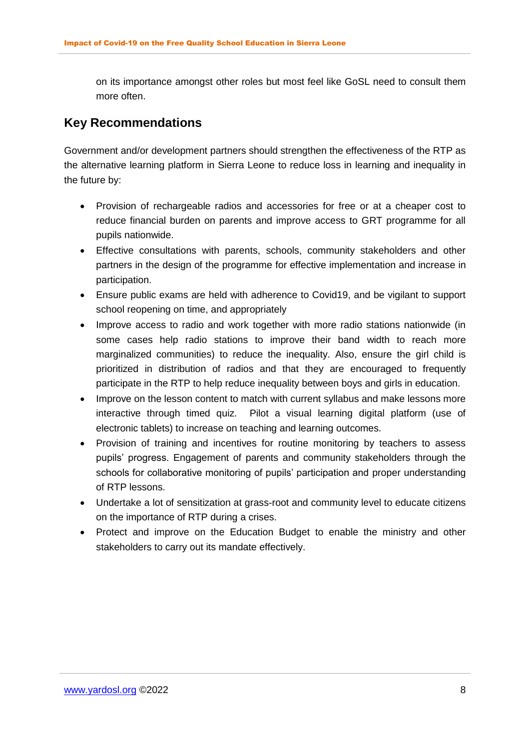on its importance amongst other roles but most feel like GoSL need to consult them more often.

## Key Recommendations

Government and/or development partners should strengthen the effectiveness of the RTP as the alternative learning platform in Sierra Leone to reduce loss in learning and inequality in the future by:

- Provision of rechargeable radios and accessories for free or at a cheaper cost to reduce financial burden on parents and improve access to GRT programme for all pupils nationwide.
- Effective consultations with parents, schools, community stakeholders and other partners in the design of the programme for effective implementation and increase in participation.
- Ensure public exams are held with adherence to Covid19, and be vigilant to support school reopening on time, and appropriately
- Improve access to radio and work together with more radio stations nationwide (in some cases help radio stations to improve their band width to reach more marginalized communities) to reduce the inequality. Also, ensure the girl child is prioritized in distribution of radios and that they are encouraged to frequently participate in the RTP to help reduce inequality between boys and girls in education.
- Improve on the lesson content to match with current syllabus and make lessons more interactive through timed quiz. Pilot a visual learning digital platform (use of electronic tablets) to increase on teaching and learning outcomes.
- Provision of training and incentives for routine monitoring by teachers to assess pupils' progress. Engagement of parents and community stakeholders through the schools for collaborative monitoring of pupils' participation and proper understanding of RTP lessons.
- Undertake a lot of sensitization at grass-root and community level to educate citizens on the importance of RTP during a crises.
- Protect and improve on the Education Budget to enable the ministry and other stakeholders to carry out its mandate effectively.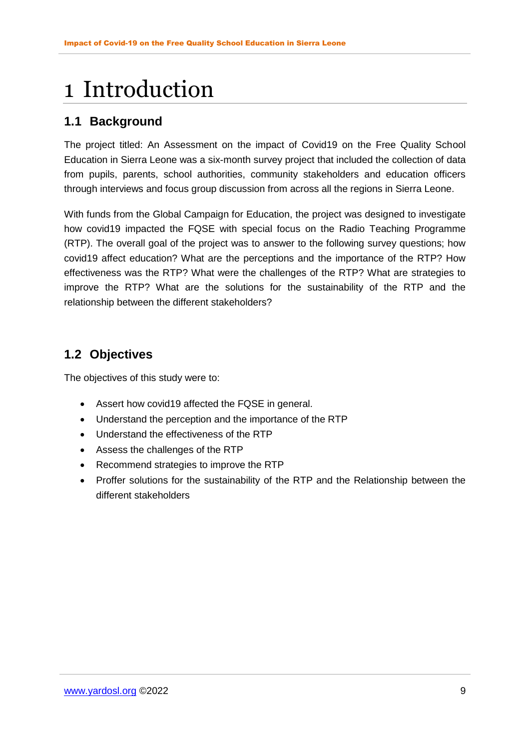# 1 Introduction

## 1.1 Background

The project titled: An Assessment on the impact of Covid19 on the Free Quality School Education in Sierra Leone was a six-month survey project that included the collection of data from pupils, parents, school authorities, community stakeholders and education officers through interviews and focus group discussion from across all the regions in Sierra Leone.

With funds from the Global Campaign for Education, the project was designed to investigate how covid19 impacted the FQSE with special focus on the Radio Teaching Programme (RTP). The overall goal of the project was to answer to the following survey questions; how covid19 affect education? What are the perceptions and the importance of the RTP? How effectiveness was the RTP? What were the challenges of the RTP? What are strategies to improve the RTP? What are the solutions for the sustainability of the RTP and the relationship between the different stakeholders?

## 1.2 Objectives

The objectives of this study were to:

- Assert how covid19 affected the FQSE in general.
- Understand the perception and the importance of the RTP
- Understand the effectiveness of the RTP
- Assess the challenges of the RTP
- Recommend strategies to improve the RTP
- Proffer solutions for the sustainability of the RTP and the Relationship between the different stakeholders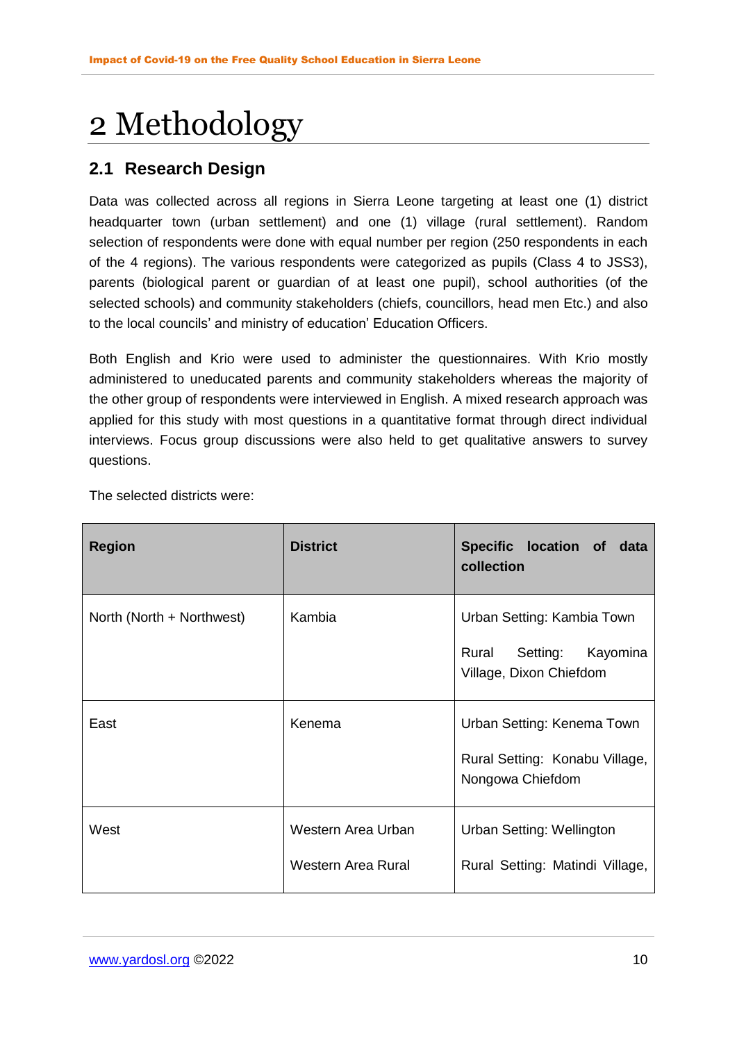# 2 Methodology

## 2.1 Research Design

Data was collected across all regions in Sierra Leone targeting at least one (1) district headquarter town (urban settlement) and one (1) village (rural settlement). Random selection of respondents were done with equal number per region (250 respondents in each of the 4 regions). The various respondents were categorized as pupils (Class 4 to JSS3), parents (biological parent or guardian of at least one pupil), school authorities (of the selected schools) and community stakeholders (chiefs, councillors, head men Etc.) and also to the local councils' and ministry of education' Education Officers.

Both English and Krio were used to administer the questionnaires. With Krio mostly administered to uneducated parents and community stakeholders whereas the majority of the other group of respondents were interviewed in English. A mixed research approach was applied for this study with most questions in a quantitative format through direct individual interviews. Focus group discussions were also held to get qualitative answers to survey questions.

The selected districts were:

| Region | District | Specific location of data collection |
|---|---|---|
| North (North + Northwest) | Kambia | Urban Setting: Kambia Town<br><br>Rural Setting: Kayomina Village, Dixon Chiefdom |
| East | Kenema | Urban Setting: Kenema Town<br><br>Rural Setting: Konabu Village, Nongowa Chiefdom |
| West | Western Area Urban<br><br>Western Area Rural | Urban Setting: Wellington<br><br>Rural Setting: Matindi Village, |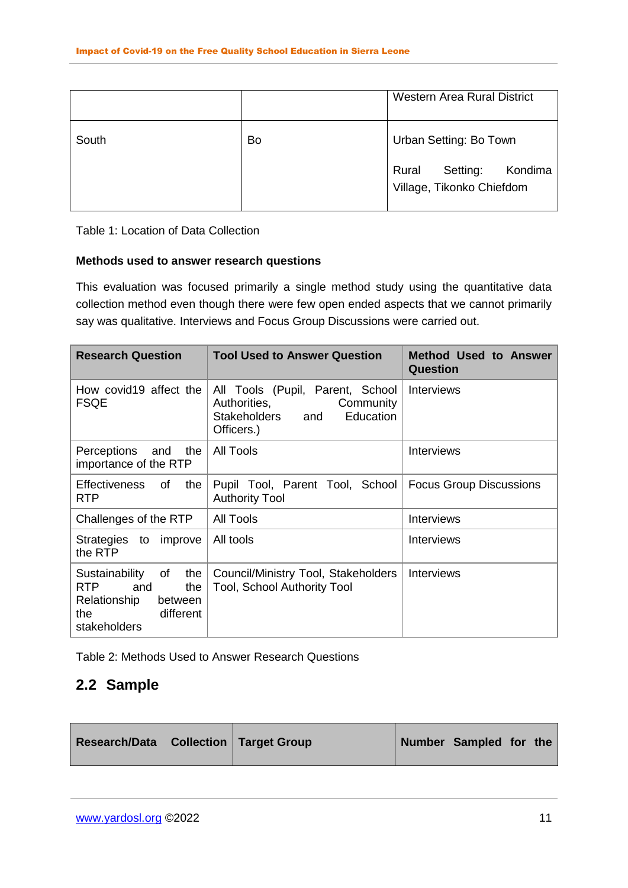| | | Western Area Rural District |
|---|---|---|
| South | Bo | Urban Setting: Bo Town<br><br>Rural Setting: Kondima Village, Tikonko Chiefdom |

Table 1: Location of Data Collection

**Methods used to answer research questions**

This evaluation was focused primarily a single method study using the quantitative data collection method even though there were few open ended aspects that we cannot primarily say was qualitative. Interviews and Focus Group Discussions were carried out.

| Research Question | Tool Used to Answer Question | Method Used to Answer Question |
|---|---|---|
| How covid19 affect the FSQE | All Tools (Pupil, Parent, School Authorities, Community Stakeholders and Education Officers.) | Interviews |
| Perceptions and the importance of the RTP | All Tools | Interviews |
| Effectiveness of the RTP | Pupil Tool, Parent Tool, School Authority Tool | Focus Group Discussions |
| Challenges of the RTP | All Tools | Interviews |
| Strategies to improve the RTP | All tools | Interviews |
| Sustainability of the RTP and the Relationship between the different stakeholders | Council/Ministry Tool, Stakeholders Tool, School Authority Tool | Interviews |

Table 2: Methods Used to Answer Research Questions

## 2.2 Sample

| Research/Data Collection | Target Group | Number Sampled for the |
|---|---|---|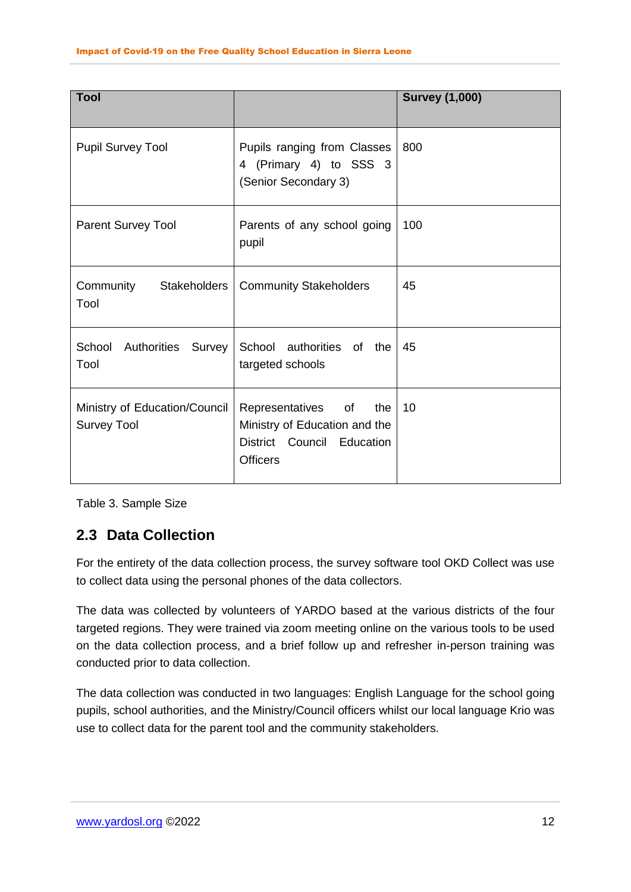| Tool | | Survey (1,000) |
|---|---|---|
| Pupil Survey Tool | Pupils ranging from Classes 4 (Primary 4) to SSS 3 (Senior Secondary 3) | 800 |
| Parent Survey Tool | Parents of any school going pupil | 100 |
| Community Stakeholders Tool | Community Stakeholders | 45 |
| School Authorities Survey Tool | School authorities of the targeted schools | 45 |
| Ministry of Education/Council Survey Tool | Representatives of the Ministry of Education and the District Council Education Officers | 10 |

Table 3. Sample Size

## 2.3 Data Collection

For the entirety of the data collection process, the survey software tool OKD Collect was use to collect data using the personal phones of the data collectors.

The data was collected by volunteers of YARDO based at the various districts of the four targeted regions. They were trained via zoom meeting online on the various tools to be used on the data collection process, and a brief follow up and refresher in-person training was conducted prior to data collection.

The data collection was conducted in two languages: English Language for the school going pupils, school authorities, and the Ministry/Council officers whilst our local language Krio was use to collect data for the parent tool and the community stakeholders.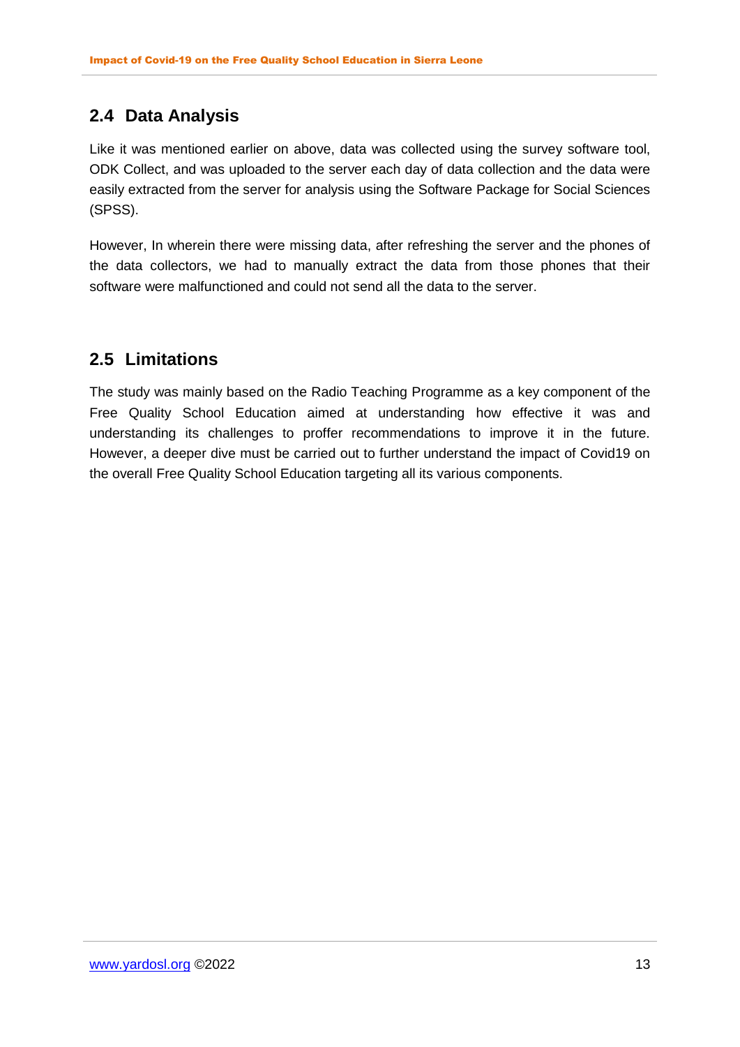## 2.4 Data Analysis

Like it was mentioned earlier on above, data was collected using the survey software tool, ODK Collect, and was uploaded to the server each day of data collection and the data were easily extracted from the server for analysis using the Software Package for Social Sciences (SPSS).

However, In wherein there were missing data, after refreshing the server and the phones of the data collectors, we had to manually extract the data from those phones that their software were malfunctioned and could not send all the data to the server.

## 2.5 Limitations

The study was mainly based on the Radio Teaching Programme as a key component of the Free Quality School Education aimed at understanding how effective it was and understanding its challenges to proffer recommendations to improve it in the future. However, a deeper dive must be carried out to further understand the impact of Covid19 on the overall Free Quality School Education targeting all its various components.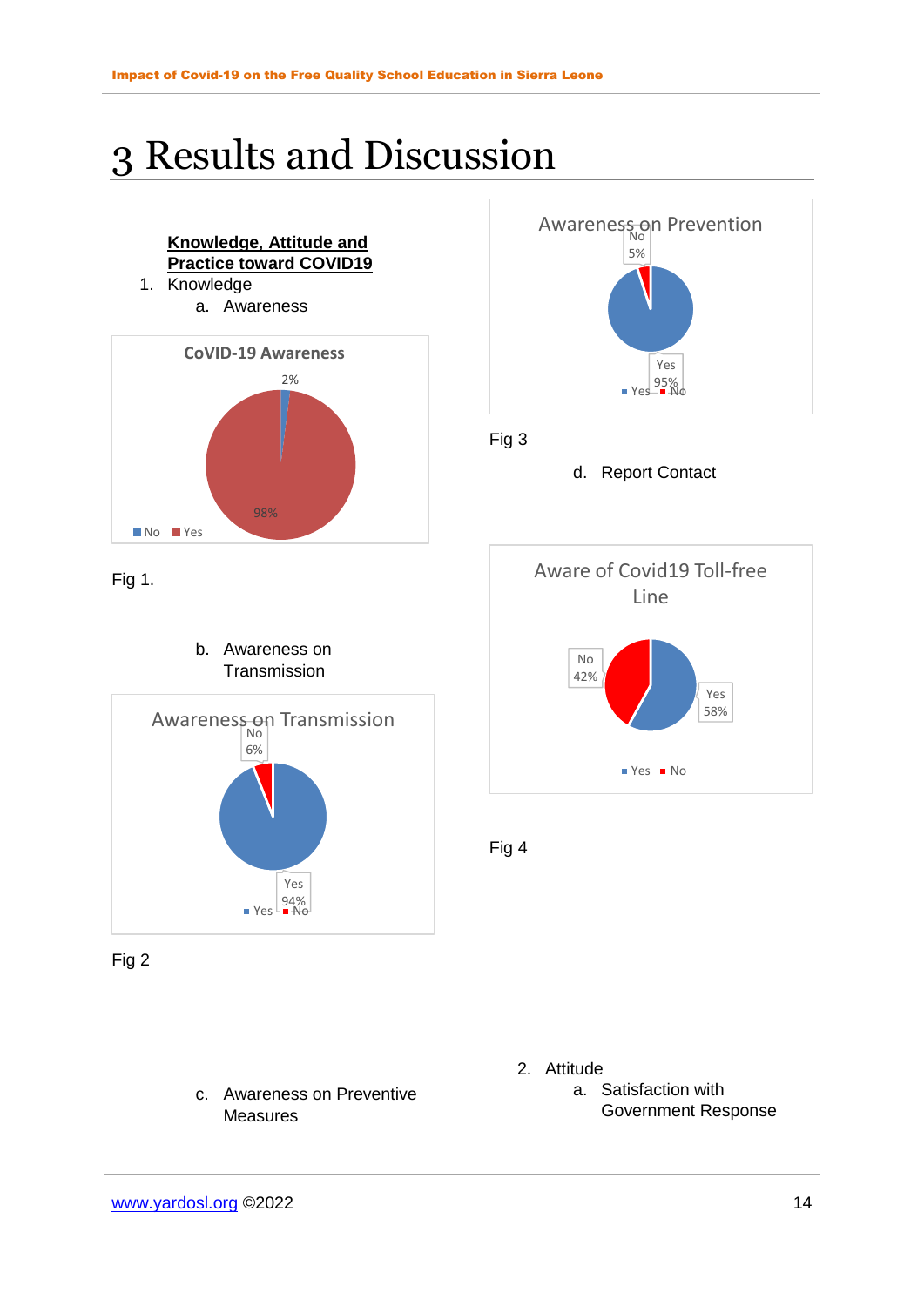# 3 Results and Discussion

**Knowledge, Attitude and Practice toward COVID19**

1. Knowledge
   a. Awareness

Fig 1.

   b. Awareness on Transmission

Fig 2

   c. Awareness on Preventive Measures

Fig 3

   d. Report Contact

Fig 4

2. Attitude
   a. Satisfaction with Government Response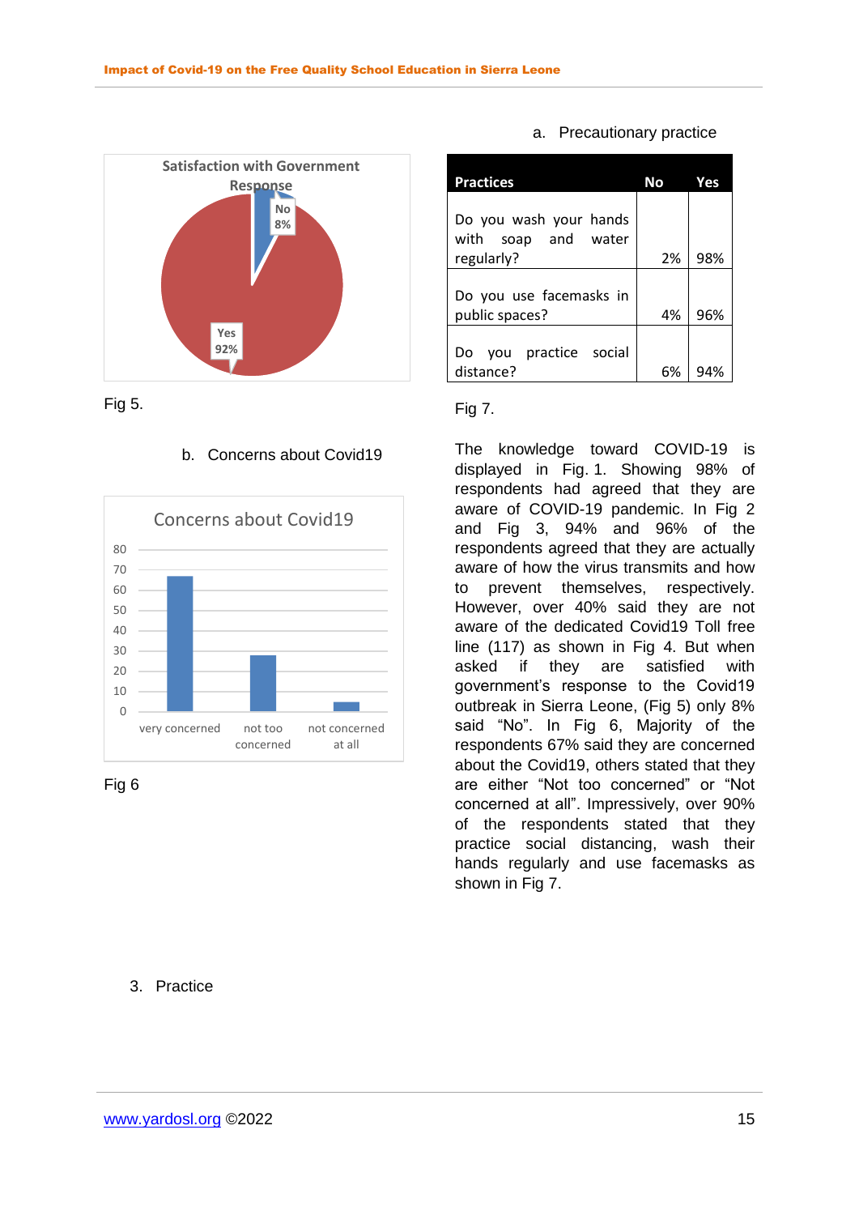**Satisfaction with Government Response**

| Response | Percentage |
|---|---|
| No | 8% |
| Yes | 92% |

Fig 5.

b. Concerns about Covid19

**Concerns about Covid19**

Fig 6

a. Precautionary practice

| Practices | No | Yes |
|---|---|---|
| Do you wash your hands with soap and water regularly? | 2% | 98% |
| Do you use facemasks in public spaces? | 4% | 96% |
| Do you practice social distance? | 6% | 94% |

Fig 7.

The knowledge toward COVID-19 is displayed in Fig. 1. Showing 98% of respondents had agreed that they are aware of COVID-19 pandemic. In Fig 2 and Fig 3, 94% and 96% of the respondents agreed that they are actually aware of how the virus transmits and how to prevent themselves, respectively. However, over 40% said they are not aware of the dedicated Covid19 Toll free line (117) as shown in Fig 4. But when asked if they are satisfied with government's response to the Covid19 outbreak in Sierra Leone, (Fig 5) only 8% said "No". In Fig 6, Majority of the respondents 67% said they are concerned about the Covid19, others stated that they are either "Not too concerned" or "Not concerned at all". Impressively, over 90% of the respondents stated that they practice social distancing, wash their hands regularly and use facemasks as shown in Fig 7.

3. Practice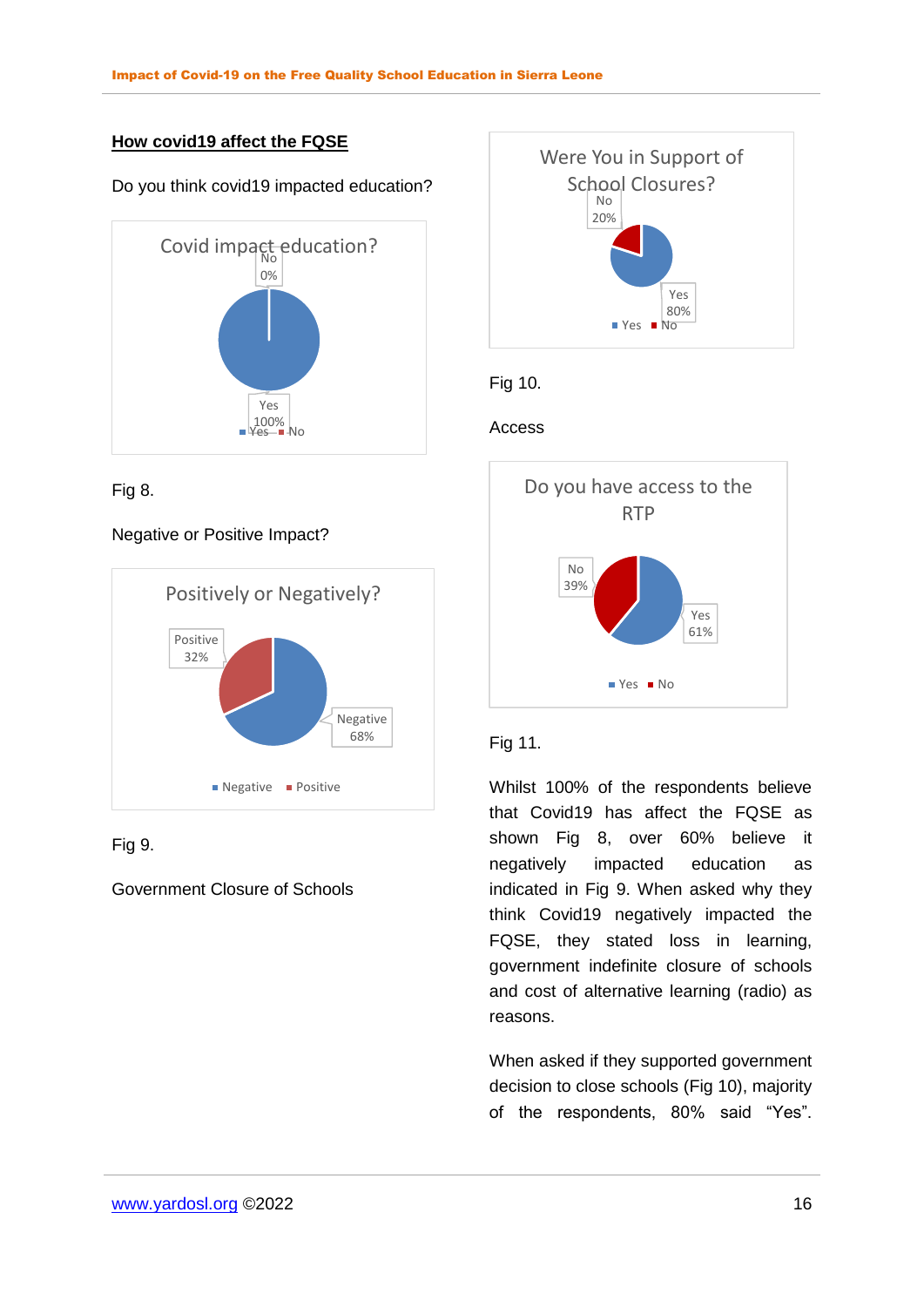## How covid19 affect the FQSE

Do you think covid19 impacted education?

Covid impact education?

No 0%

Yes 100%

Yes No

Fig 8.

Negative or Positive Impact?

Positively or Negatively?

Positive 32%

Negative 68%

Negative Positive

Fig 9.

Government Closure of Schools

Were You in Support of School Closures?

No 20%

Yes 80%

Yes No

Fig 10.

Access

Do you have access to the RTP

No 39%

Yes 61%

Yes No

Fig 11.

Whilst 100% of the respondents believe that Covid19 has affect the FQSE as shown Fig 8, over 60% believe it negatively impacted education as indicated in Fig 9. When asked why they think Covid19 negatively impacted the FQSE, they stated loss in learning, government indefinite closure of schools and cost of alternative learning (radio) as reasons.

When asked if they supported government decision to close schools (Fig 10), majority of the respondents, 80% said "Yes".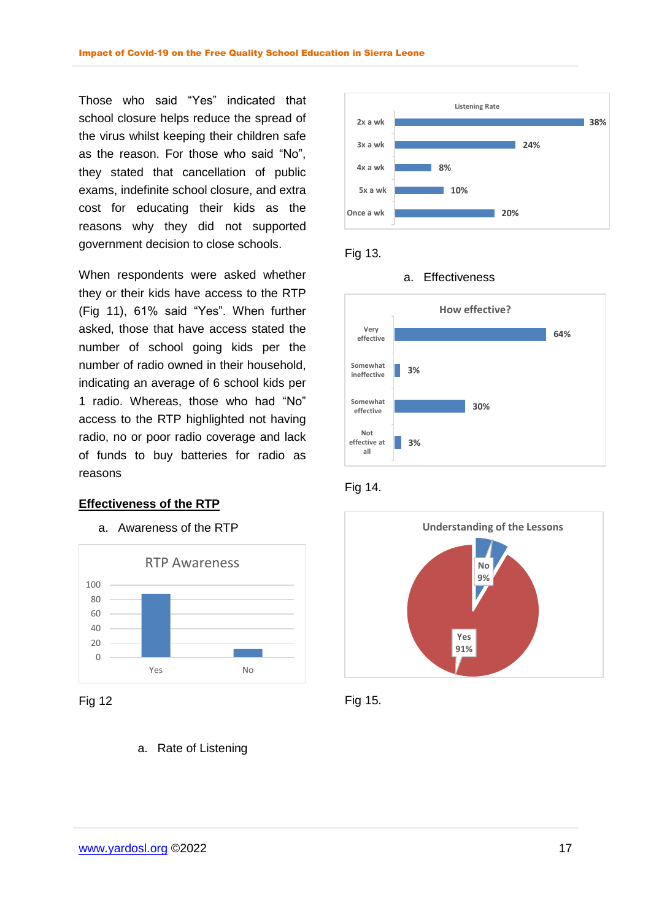Those who said "Yes" indicated that school closure helps reduce the spread of the virus whilst keeping their children safe as the reason. For those who said "No", they stated that cancellation of public exams, indefinite school closure, and extra cost for educating their kids as the reasons why they did not supported government decision to close schools.

When respondents were asked whether they or their kids have access to the RTP (Fig 11), 61% said "Yes". When further asked, those that have access stated the number of school going kids per the number of radio owned in their household, indicating an average of 6 school kids per 1 radio. Whereas, those who had "No" access to the RTP highlighted not having radio, no or poor radio coverage and lack of funds to buy batteries for radio as reasons

## Effectiveness of the RTP

a. Awareness of the RTP

**RTP Awareness**

| | Value |
|---|---|
| Yes | ~87 |
| No | ~12 |

Fig 12

a. Rate of Listening

**Listening Rate**

| Frequency | Percentage |
|---|---|
| 2x a wk | 38% |
| 3x a wk | 24% |
| 4x a wk | 8% |
| 5x a wk | 10% |
| Once a wk | 20% |

Fig 13.

a. Effectiveness

**How effective?**

| Rating | Percentage |
|---|---|
| Very effective | 64% |
| Somewhat ineffective | 3% |
| Somewhat effective | 30% |
| Not effective at all | 3% |

Fig 14.

**Understanding of the Lessons**

| Response | Percentage |
|---|---|
| No | 9% |
| Yes | 91% |

Fig 15.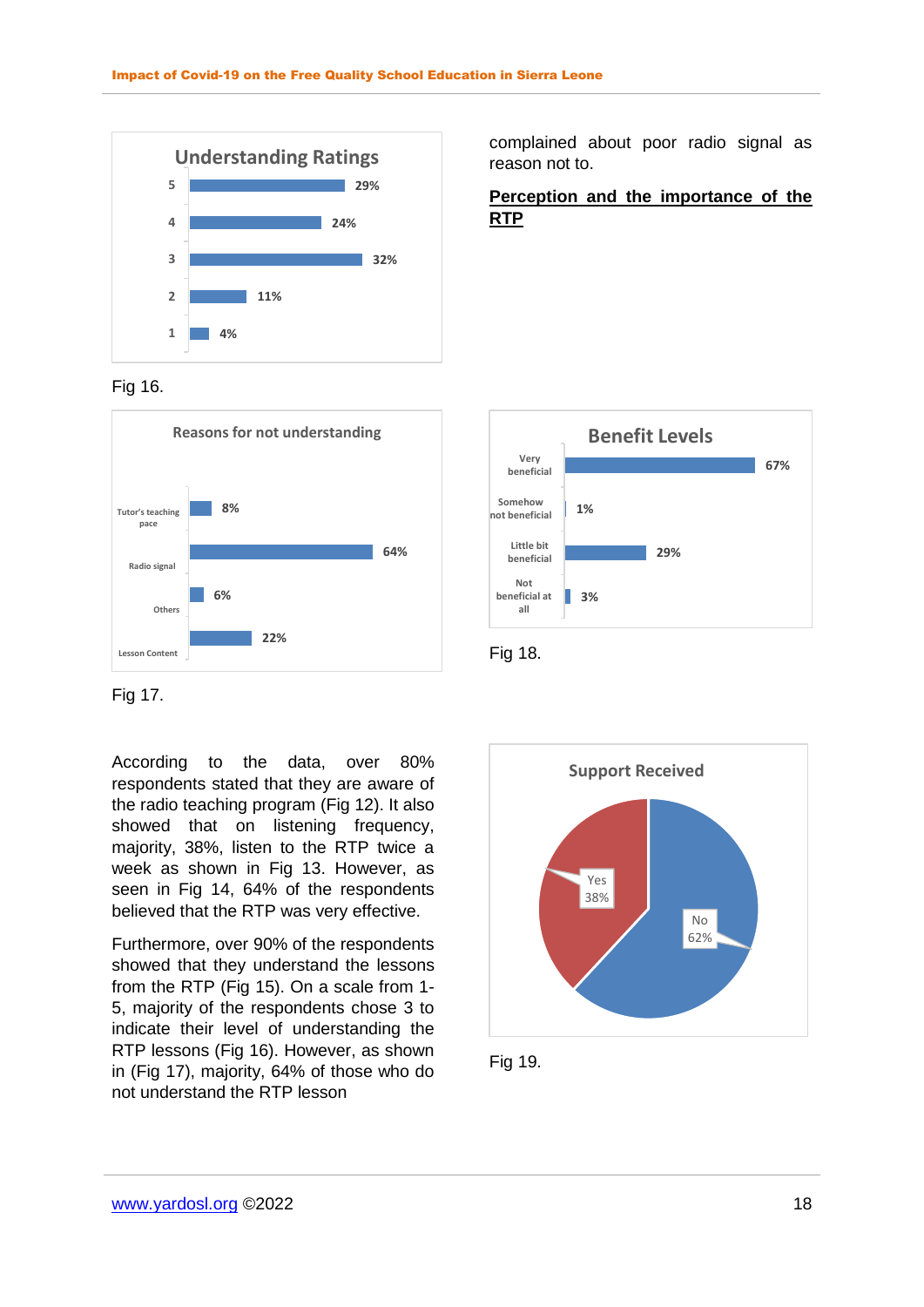**Understanding Ratings**

| Rating | Percentage |
|---|---|
| 5 | 29% |
| 4 | 24% |
| 3 | 32% |
| 2 | 11% |
| 1 | 4% |

Fig 16.

**Reasons for not understanding**

| Reason | Percentage |
|---|---|
| Tutor's teaching pace | 8% |
| Radio signal | 64% |
| Others | 6% |
| Lesson Content | 22% |

Fig 17.

According to the data, over 80% respondents stated that they are aware of the radio teaching program (Fig 12). It also showed that on listening frequency, majority, 38%, listen to the RTP twice a week as shown in Fig 13. However, as seen in Fig 14, 64% of the respondents believed that the RTP was very effective.

Furthermore, over 90% of the respondents showed that they understand the lessons from the RTP (Fig 15). On a scale from 1-5, majority of the respondents chose 3 to indicate their level of understanding the RTP lessons (Fig 16). However, as shown in (Fig 17), majority, 64% of those who do not understand the RTP lesson complained about poor radio signal as reason not to.

**Perception and the importance of the RTP**

**Benefit Levels**

| Level | Percentage |
|---|---|
| Very beneficial | 67% |
| Somehow not beneficial | 1% |
| Little bit beneficial | 29% |
| Not beneficial at all | 3% |

Fig 18.

**Support Received**

| Response | Percentage |
|---|---|
| Yes | 38% |
| No | 62% |

Fig 19.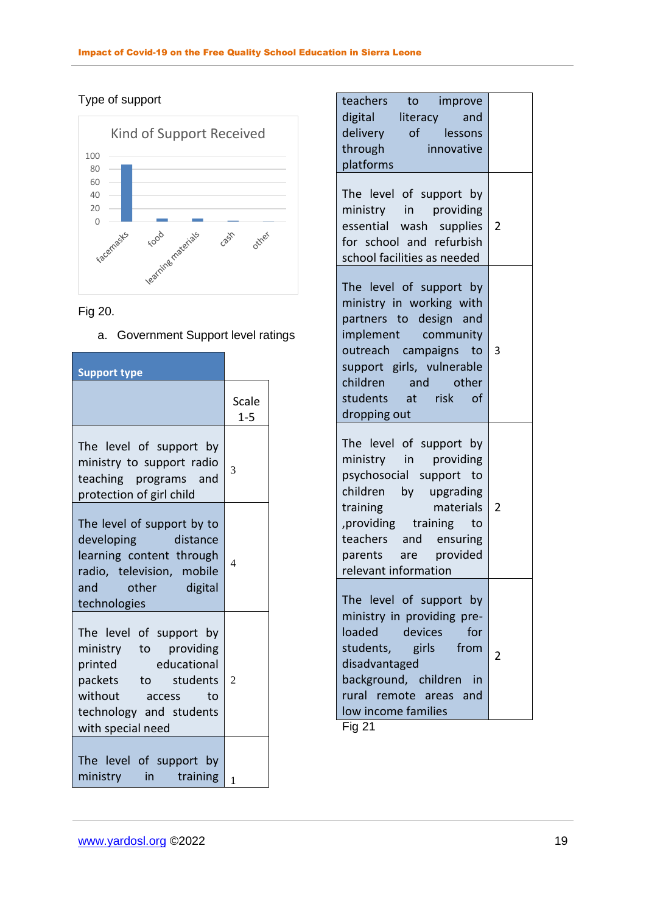Type of support

Kind of Support Received

| Category | Value |
|---|---|
| facemasks | ~85 |
| food | ~5 |
| learning materials | ~5 |
| cash | ~1 |
| other | ~0 |

Fig 20.

a. Government Support level ratings

| Support type | Scale 1-5 |
|---|---|
| The level of support by ministry to support radio teaching programs and protection of girl child | 3 |
| The level of support by to developing distance learning content through radio, television, mobile and other digital technologies | 4 |
| The level of support by ministry to providing printed educational packets to students without access to technology and students with special need | 2 |
| The level of support by ministry in training teachers to improve digital literacy and delivery of lessons through innovative platforms | 1 |
| The level of support by ministry in providing essential wash supplies for school and refurbish school facilities as needed | 2 |
| The level of support by ministry in working with partners to design and implement community outreach campaigns to support girls, vulnerable children and other students at risk of dropping out | 3 |
| The level of support by ministry in providing psychosocial support to children by upgrading training materials ,providing training to teachers and ensuring parents are provided relevant information | 2 |
| The level of support by ministry in providing pre-loaded devices for students, girls from disadvantaged background, children in rural remote areas and low income families | 2 |

Fig 21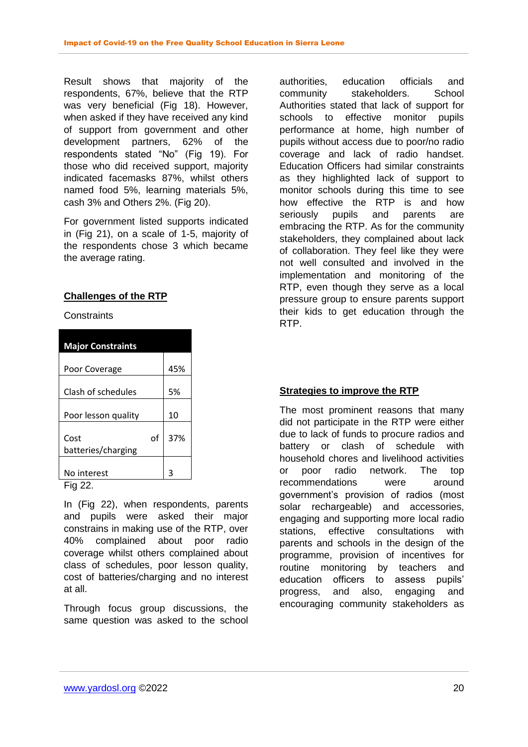Result shows that majority of the respondents, 67%, believe that the RTP was very beneficial (Fig 18). However, when asked if they have received any kind of support from government and other development partners, 62% of the respondents stated "No" (Fig 19). For those who did received support, majority indicated facemasks 87%, whilst others named food 5%, learning materials 5%, cash 3% and Others 2%. (Fig 20).

For government listed supports indicated in (Fig 21), on a scale of 1-5, majority of the respondents chose 3 which became the average rating.

**Challenges of the RTP**

Constraints

| Major Constraints | |
|---|---|
| Poor Coverage | 45% |
| Clash of schedules | 5% |
| Poor lesson quality | 10 |
| Cost of batteries/charging | 37% |
| No interest | 3 |

Fig 22.

In (Fig 22), when respondents, parents and pupils were asked their major constrains in making use of the RTP, over 40% complained about poor radio coverage whilst others complained about class of schedules, poor lesson quality, cost of batteries/charging and no interest at all.

Through focus group discussions, the same question was asked to the school authorities, education officials and community stakeholders. School Authorities stated that lack of support for schools to effective monitor pupils performance at home, high number of pupils without access due to poor/no radio coverage and lack of radio handset. Education Officers had similar constraints as they highlighted lack of support to monitor schools during this time to see how effective the RTP is and how seriously pupils and parents are embracing the RTP. As for the community stakeholders, they complained about lack of collaboration. They feel like they were not well consulted and involved in the implementation and monitoring of the RTP, even though they serve as a local pressure group to ensure parents support their kids to get education through the RTP.

**Strategies to improve the RTP**

The most prominent reasons that many did not participate in the RTP were either due to lack of funds to procure radios and battery or clash of schedule with household chores and livelihood activities or poor radio network. The top recommendations were around government's provision of radios (most solar rechargeable) and accessories, engaging and supporting more local radio stations, effective consultations with parents and schools in the design of the programme, provision of incentives for routine monitoring by teachers and education officers to assess pupils' progress, and also, engaging and encouraging community stakeholders as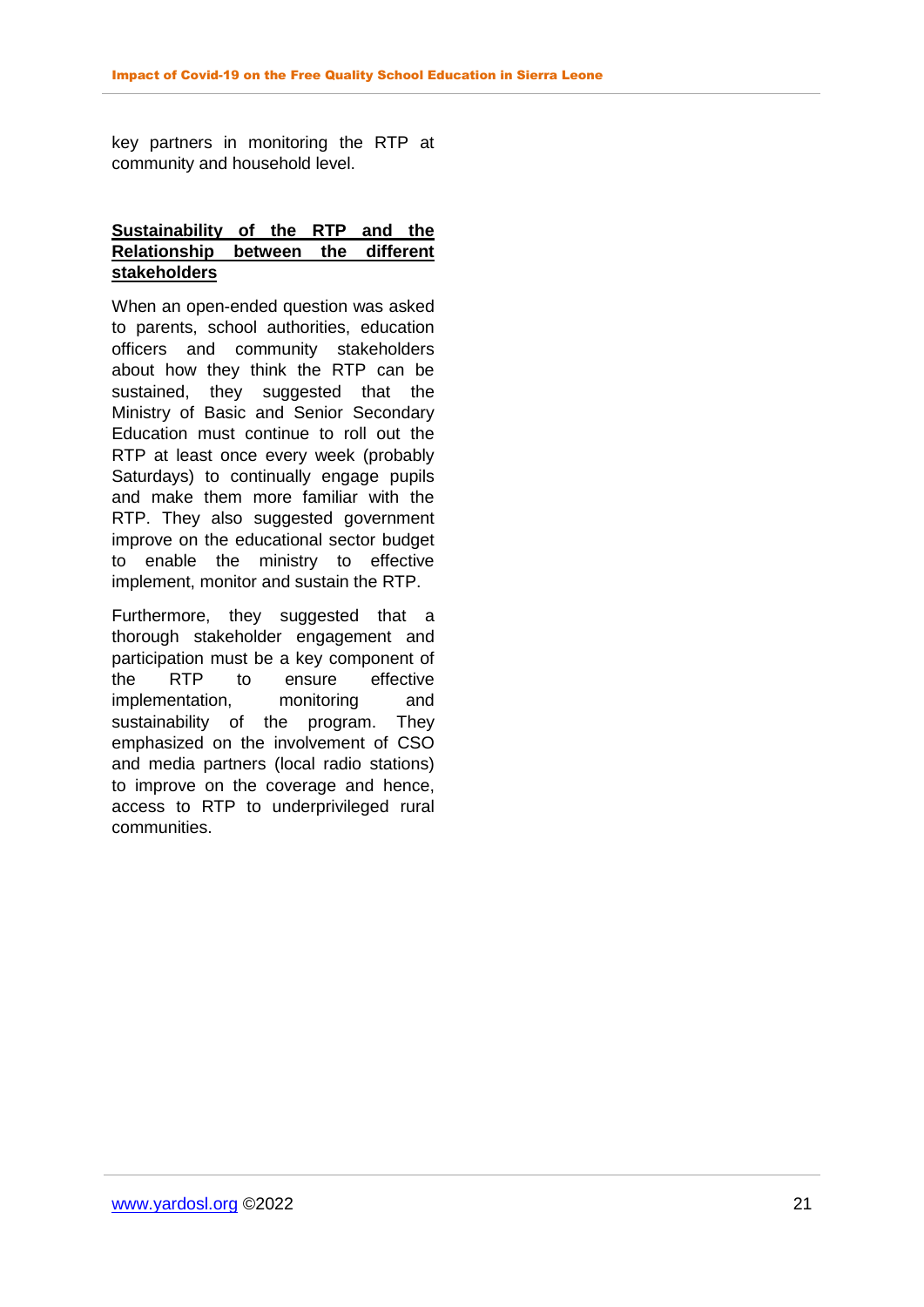key partners in monitoring the RTP at community and household level.

**Sustainability of the RTP and the Relationship between the different stakeholders**

When an open-ended question was asked to parents, school authorities, education officers and community stakeholders about how they think the RTP can be sustained, they suggested that the Ministry of Basic and Senior Secondary Education must continue to roll out the RTP at least once every week (probably Saturdays) to continually engage pupils and make them more familiar with the RTP. They also suggested government improve on the educational sector budget to enable the ministry to effective implement, monitor and sustain the RTP.

Furthermore, they suggested that a thorough stakeholder engagement and participation must be a key component of the RTP to ensure effective implementation, monitoring and sustainability of the program. They emphasized on the involvement of CSO and media partners (local radio stations) to improve on the coverage and hence, access to RTP to underprivileged rural communities.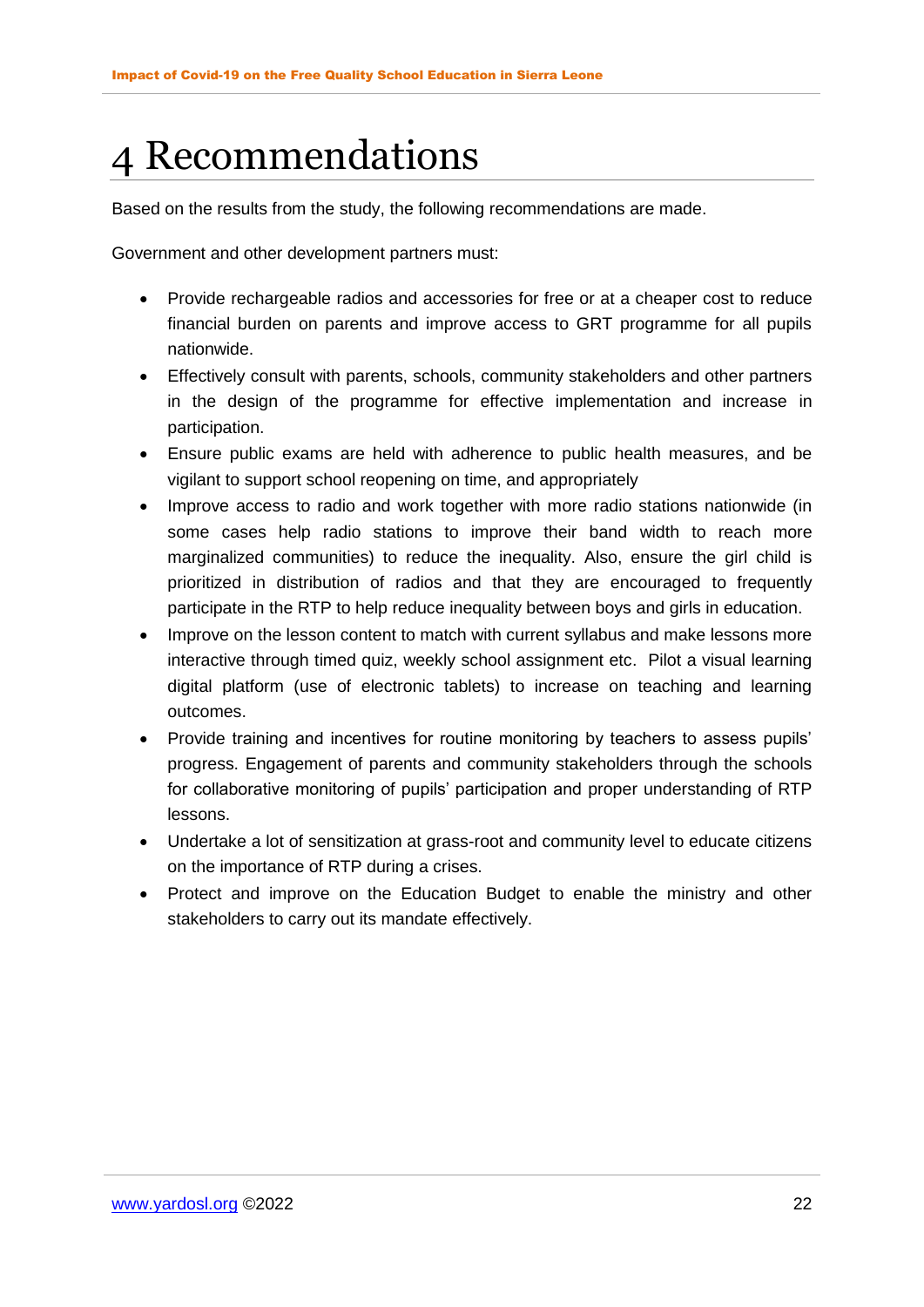# 4 Recommendations

Based on the results from the study, the following recommendations are made.

Government and other development partners must:

- Provide rechargeable radios and accessories for free or at a cheaper cost to reduce financial burden on parents and improve access to GRT programme for all pupils nationwide.
- Effectively consult with parents, schools, community stakeholders and other partners in the design of the programme for effective implementation and increase in participation.
- Ensure public exams are held with adherence to public health measures, and be vigilant to support school reopening on time, and appropriately
- Improve access to radio and work together with more radio stations nationwide (in some cases help radio stations to improve their band width to reach more marginalized communities) to reduce the inequality. Also, ensure the girl child is prioritized in distribution of radios and that they are encouraged to frequently participate in the RTP to help reduce inequality between boys and girls in education.
- Improve on the lesson content to match with current syllabus and make lessons more interactive through timed quiz, weekly school assignment etc. Pilot a visual learning digital platform (use of electronic tablets) to increase on teaching and learning outcomes.
- Provide training and incentives for routine monitoring by teachers to assess pupils' progress. Engagement of parents and community stakeholders through the schools for collaborative monitoring of pupils' participation and proper understanding of RTP lessons.
- Undertake a lot of sensitization at grass-root and community level to educate citizens on the importance of RTP during a crises.
- Protect and improve on the Education Budget to enable the ministry and other stakeholders to carry out its mandate effectively.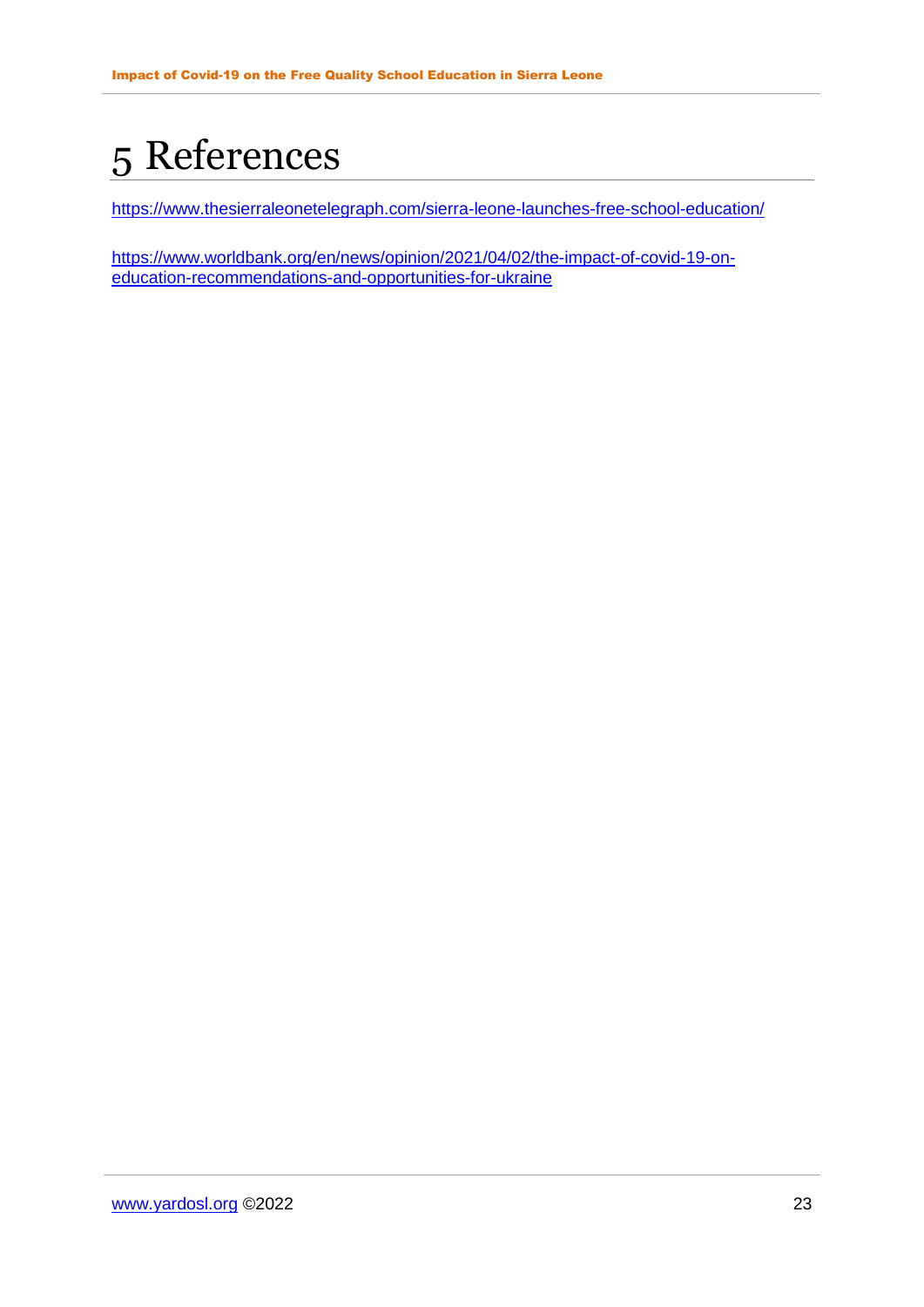# 5 References

https://www.thesierraleonetelegraph.com/sierra-leone-launches-free-school-education/

https://www.worldbank.org/en/news/opinion/2021/04/02/the-impact-of-covid-19-on-education-recommendations-and-opportunities-for-ukraine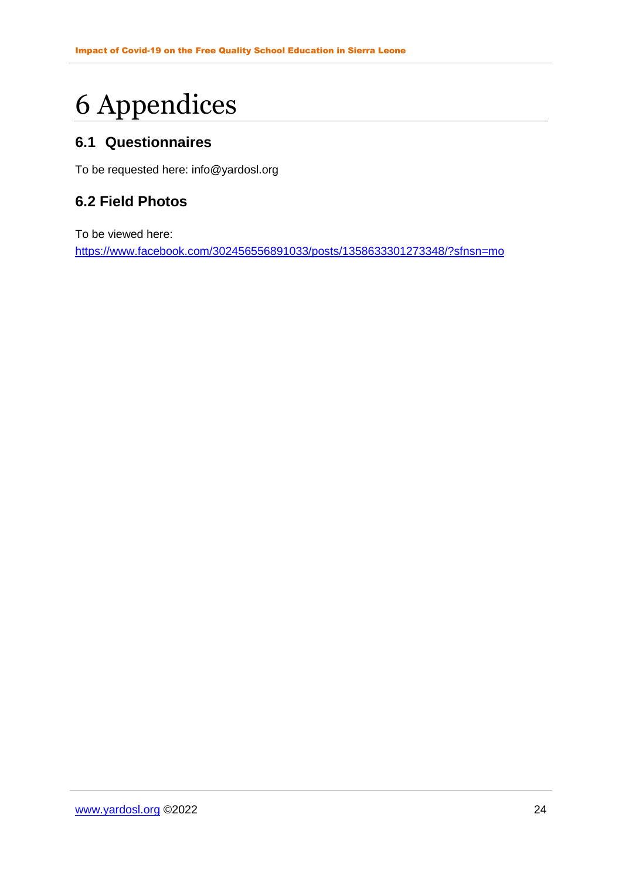# 6 Appendices

## 6.1 Questionnaires

To be requested here: info@yardosl.org

## 6.2 Field Photos

To be viewed here:
https://www.facebook.com/302456556891033/posts/1358633301273348/?sfnsn=mo